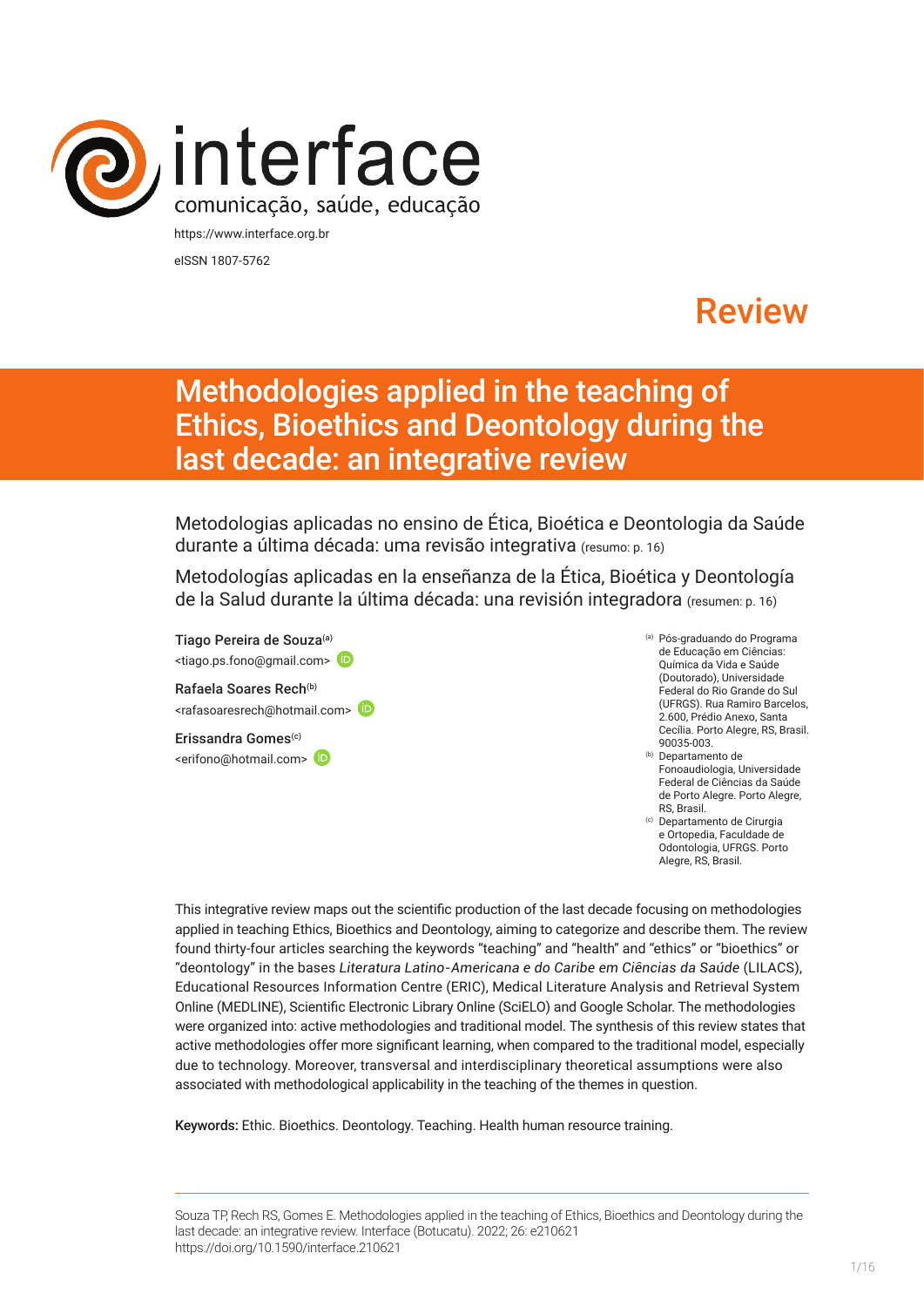interface

comunicação, saúde, educação

https://www.interface.org.br

eISSN 1807-5762

Review

# Methodologies applied in the teaching of Ethics, Bioethics and Deontology during the last decade: an integrative review

Metodologias aplicadas no ensino de Ética, Bioética e Deontologia da Saúde durante a última década: uma revisão integrativa (resumo: p. 16)

Metodologías aplicadas en la enseñanza de la Ética, Bioética y Deontología de la Salud durante la última década: una revisión integradora (resumen: p. 16)

Tiago Pereira de Souza[a]
<tiago.ps.fono@gmail.com>

Rafaela Soares Rech[b]
<rafasoaresrech@hotmail.com>

Erissandra Gomes[c]
<erifono@hotmail.com>

[a] Pós-graduando do Programa de Educação em Ciências: Química da Vida e Saúde (Doutorado), Universidade Federal do Rio Grande do Sul (UFRGS). Rua Ramiro Barcelos, 2.600, Prédio Anexo, Santa Cecília. Porto Alegre, RS, Brasil. 90035-003.

[b] Departamento de Fonoaudiologia, Universidade Federal de Ciências da Saúde de Porto Alegre. Porto Alegre, RS, Brasil.

[c] Departamento de Cirurgia e Ortopedia, Faculdade de Odontologia, UFRGS. Porto Alegre, RS, Brasil.

This integrative review maps out the scientific production of the last decade focusing on methodologies applied in teaching Ethics, Bioethics and Deontology, aiming to categorize and describe them. The review found thirty-four articles searching the keywords "teaching" and "health" and "ethics" or "bioethics" or "deontology" in the bases *Literatura Latino-Americana e do Caribe em Ciências da Saúde* (LILACS), Educational Resources Information Centre (ERIC), Medical Literature Analysis and Retrieval System Online (MEDLINE), Scientific Electronic Library Online (SciELO) and Google Scholar. The methodologies were organized into: active methodologies and traditional model. The synthesis of this review states that active methodologies offer more significant learning, when compared to the traditional model, especially due to technology. Moreover, transversal and interdisciplinary theoretical assumptions were also associated with methodological applicability in the teaching of the themes in question.

**Keywords:** Ethic. Bioethics. Deontology. Teaching. Health human resource training.

Souza TP, Rech RS, Gomes E. Methodologies applied in the teaching of Ethics, Bioethics and Deontology during the last decade: an integrative review. Interface (Botucatu). 2022; 26: e210621
https://doi.org/10.1590/interface.210621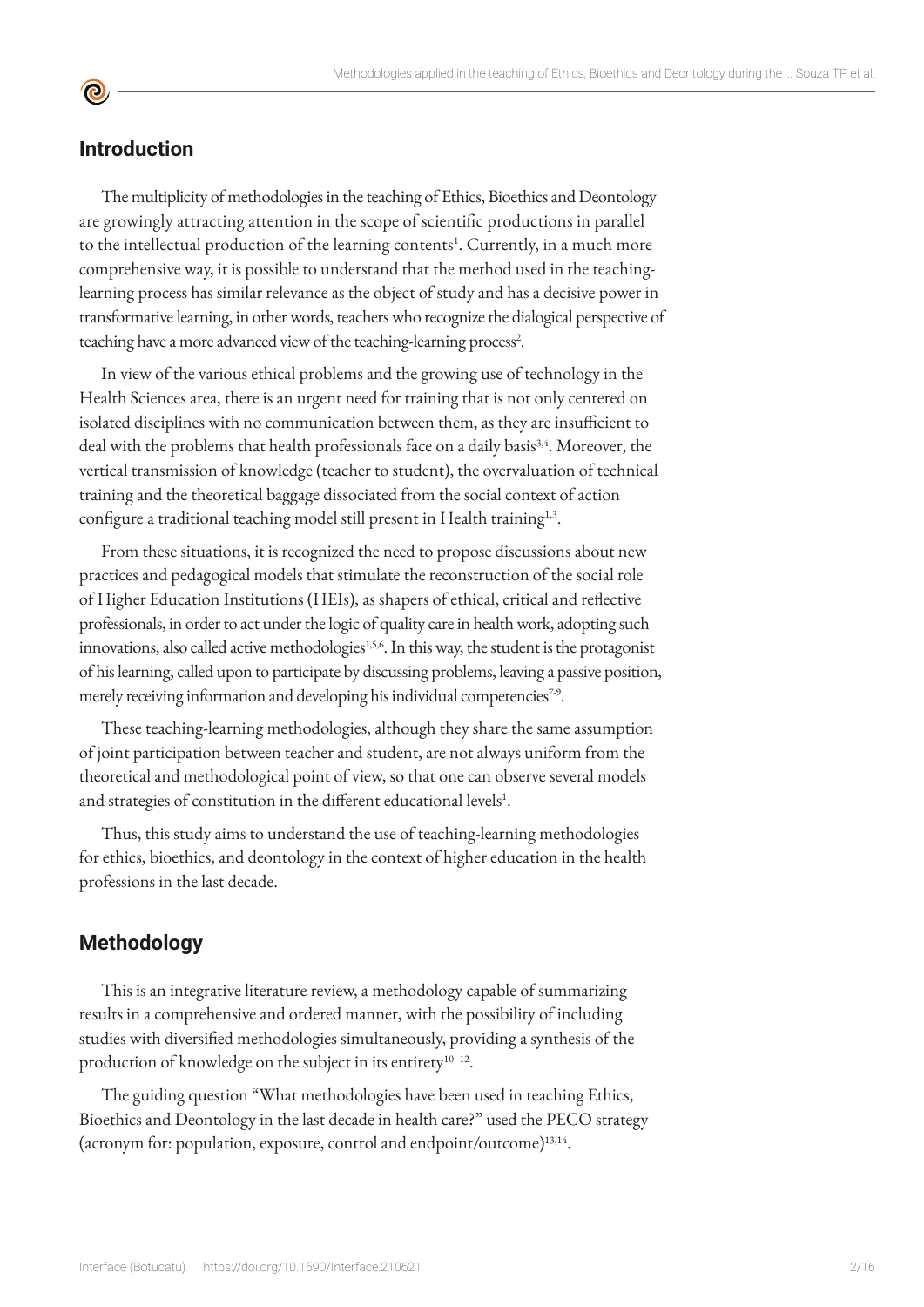## Introduction

The multiplicity of methodologies in the teaching of Ethics, Bioethics and Deontology are growingly attracting attention in the scope of scientific productions in parallel to the intellectual production of the learning contents[1]. Currently, in a much more comprehensive way, it is possible to understand that the method used in the teaching-learning process has similar relevance as the object of study and has a decisive power in transformative learning, in other words, teachers who recognize the dialogical perspective of teaching have a more advanced view of the teaching-learning process[2].

In view of the various ethical problems and the growing use of technology in the Health Sciences area, there is an urgent need for training that is not only centered on isolated disciplines with no communication between them, as they are insufficient to deal with the problems that health professionals face on a daily basis[3,4]. Moreover, the vertical transmission of knowledge (teacher to student), the overvaluation of technical training and the theoretical baggage dissociated from the social context of action configure a traditional teaching model still present in Health training[1,3].

From these situations, it is recognized the need to propose discussions about new practices and pedagogical models that stimulate the reconstruction of the social role of Higher Education Institutions (HEIs), as shapers of ethical, critical and reflective professionals, in order to act under the logic of quality care in health work, adopting such innovations, also called active methodologies[1,5,6]. In this way, the student is the protagonist of his learning, called upon to participate by discussing problems, leaving a passive position, merely receiving information and developing his individual competencies[7-9].

These teaching-learning methodologies, although they share the same assumption of joint participation between teacher and student, are not always uniform from the theoretical and methodological point of view, so that one can observe several models and strategies of constitution in the different educational levels[1].

Thus, this study aims to understand the use of teaching-learning methodologies for ethics, bioethics, and deontology in the context of higher education in the health professions in the last decade.

## Methodology

This is an integrative literature review, a methodology capable of summarizing results in a comprehensive and ordered manner, with the possibility of including studies with diversified methodologies simultaneously, providing a synthesis of the production of knowledge on the subject in its entirety[10–12].

The guiding question "What methodologies have been used in teaching Ethics, Bioethics and Deontology in the last decade in health care?" used the PECO strategy (acronym for: population, exposure, control and endpoint/outcome)[13,14].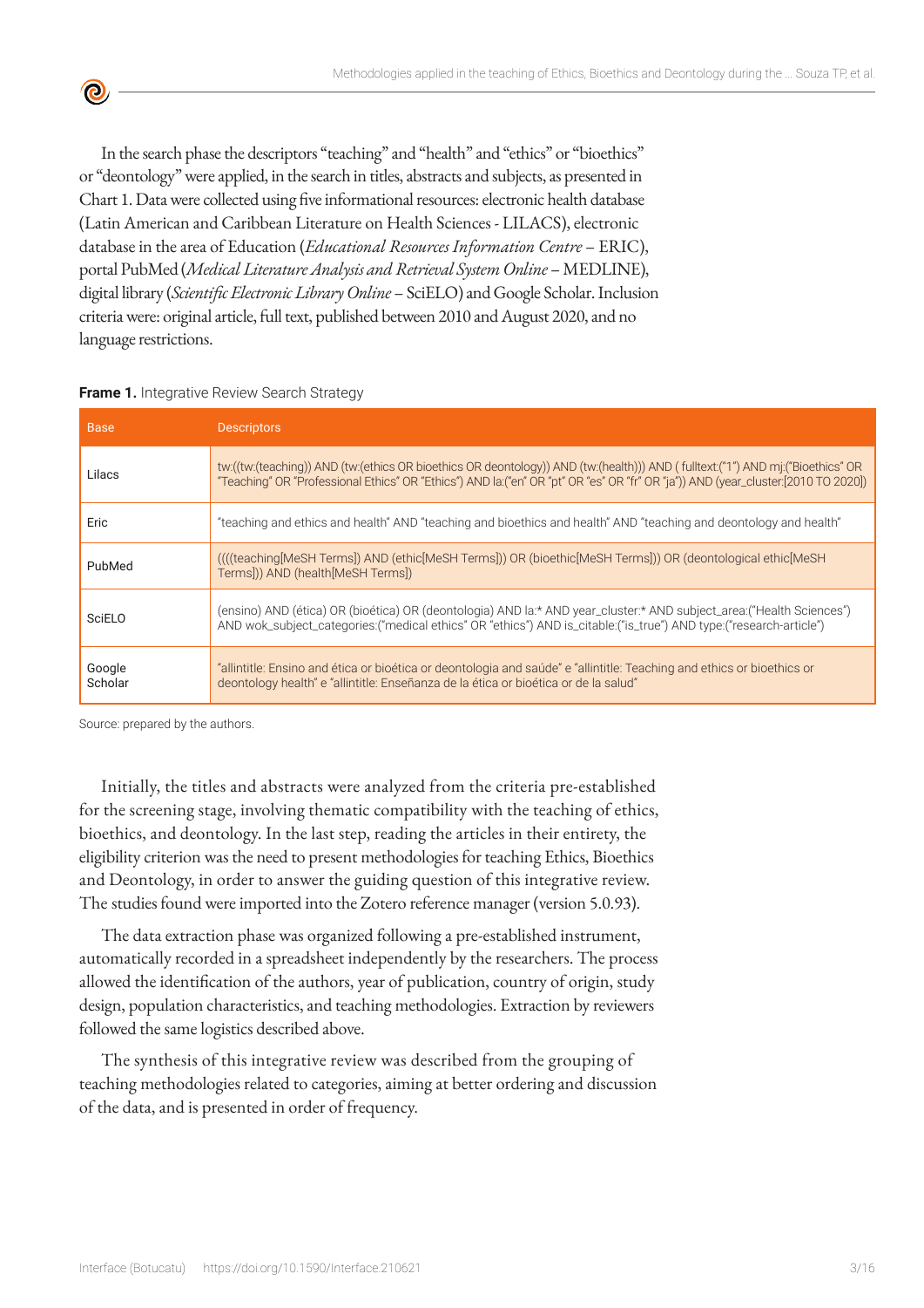In the search phase the descriptors "teaching" and "health" and "ethics" or "bioethics" or "deontology" were applied, in the search in titles, abstracts and subjects, as presented in Chart 1. Data were collected using five informational resources: electronic health database (Latin American and Caribbean Literature on Health Sciences - LILACS), electronic database in the area of Education (*Educational Resources Information Centre* – ERIC), portal PubMed (*Medical Literature Analysis and Retrieval System Online* – MEDLINE), digital library (*Scientific Electronic Library Online* – SciELO) and Google Scholar. Inclusion criteria were: original article, full text, published between 2010 and August 2020, and no language restrictions.

**Frame 1.** Integrative Review Search Strategy

| Base | Descriptors |
| --- | --- |
| Lilacs | tw:((tw:(teaching)) AND (tw:(ethics OR bioethics OR deontology)) AND (tw:(health))) AND ( fulltext:("1") AND mj:("Bioethics" OR "Teaching" OR "Professional Ethics" OR "Ethics") AND la:("en" OR "pt" OR "es" OR "fr" OR "ja")) AND (year_cluster:[2010 TO 2020]) |
| Eric | "teaching and ethics and health" AND "teaching and bioethics and health" AND "teaching and deontology and health" |
| PubMed | ((((teaching[MeSH Terms]) AND (ethic[MeSH Terms])) OR (bioethic[MeSH Terms])) OR (deontological ethic[MeSH Terms])) AND (health[MeSH Terms]) |
| SciELO | (ensino) AND (ética) OR (bioética) OR (deontologia) AND la:* AND year_cluster:* AND subject_area:("Health Sciences") AND wok_subject_categories:("medical ethics" OR "ethics") AND is_citable:("is_true") AND type:("research-article") |
| Google Scholar | "allintitle: Ensino and ética or bioética or deontologia and saúde" e "allintitle: Teaching and ethics or bioethics or deontology health" e "allintitle: Enseñanza de la ética or bioética or de la salud" |

Source: prepared by the authors.

Initially, the titles and abstracts were analyzed from the criteria pre-established for the screening stage, involving thematic compatibility with the teaching of ethics, bioethics, and deontology. In the last step, reading the articles in their entirety, the eligibility criterion was the need to present methodologies for teaching Ethics, Bioethics and Deontology, in order to answer the guiding question of this integrative review. The studies found were imported into the Zotero reference manager (version 5.0.93).

The data extraction phase was organized following a pre-established instrument, automatically recorded in a spreadsheet independently by the researchers. The process allowed the identification of the authors, year of publication, country of origin, study design, population characteristics, and teaching methodologies. Extraction by reviewers followed the same logistics described above.

The synthesis of this integrative review was described from the grouping of teaching methodologies related to categories, aiming at better ordering and discussion of the data, and is presented in order of frequency.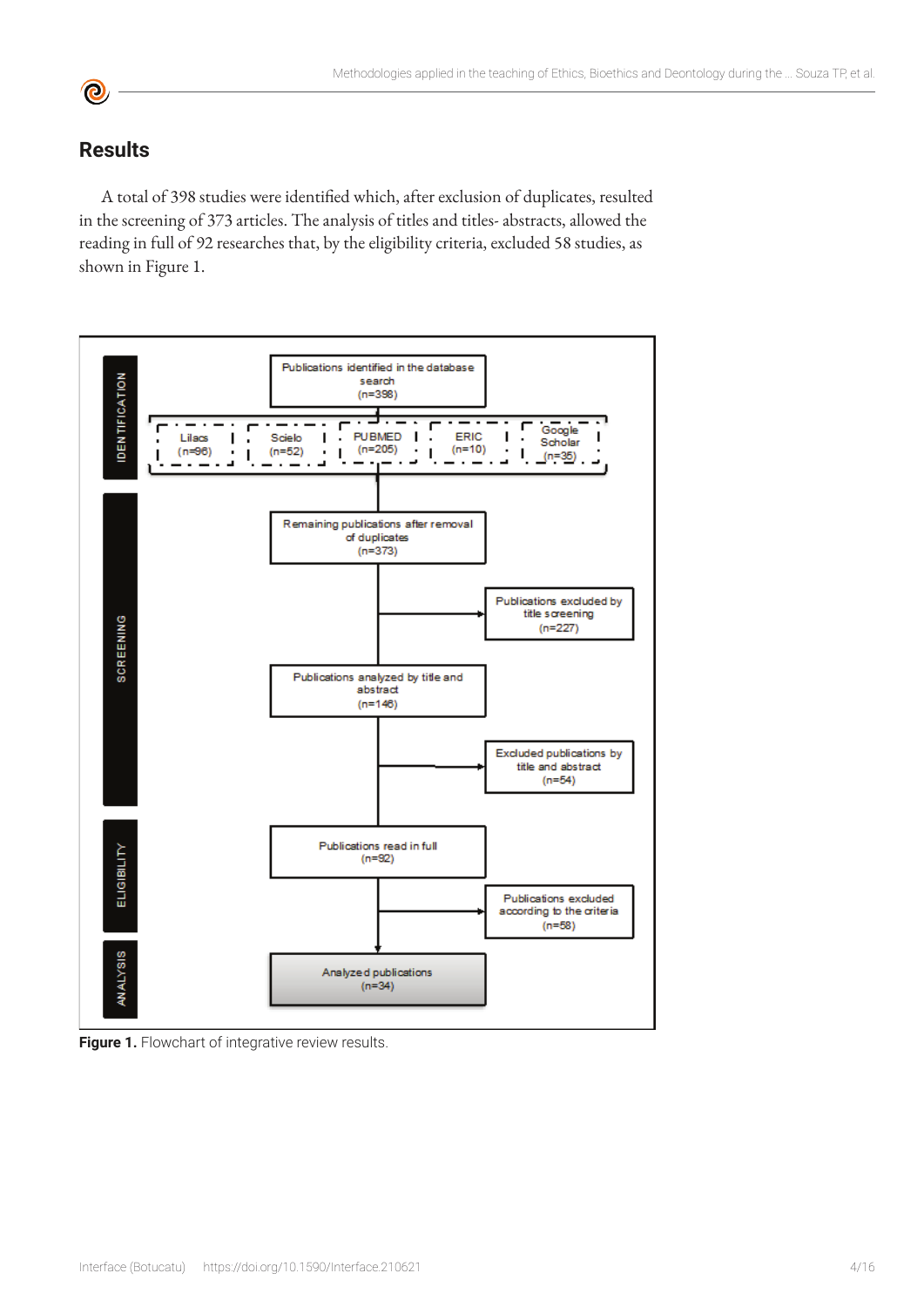## Results

A total of 398 studies were identified which, after exclusion of duplicates, resulted in the screening of 373 articles. The analysis of titles and titles- abstracts, allowed the reading in full of 92 researches that, by the eligibility criteria, excluded 58 studies, as shown in Figure 1.

**IDENTIFICATION**

Publications identified in the database search (n=398)

- Lilacs (n=96)
- Scielo (n=52)
- PUBMED (n=205)
- ERIC (n=10)
- Google Scholar (n=35)

**SCREENING**

Remaining publications after removal of duplicates (n=373)

→ Publications excluded by title screening (n=227)

Publications analyzed by title and abstract (n=146)

→ Excluded publications by title and abstract (n=54)

**ELIGIBILITY**

Publications read in full (n=92)

→ Publications excluded according to the criteria (n=58)

**ANALYSIS**

Analyzed publications (n=34)

**Figure 1.** Flowchart of integrative review results.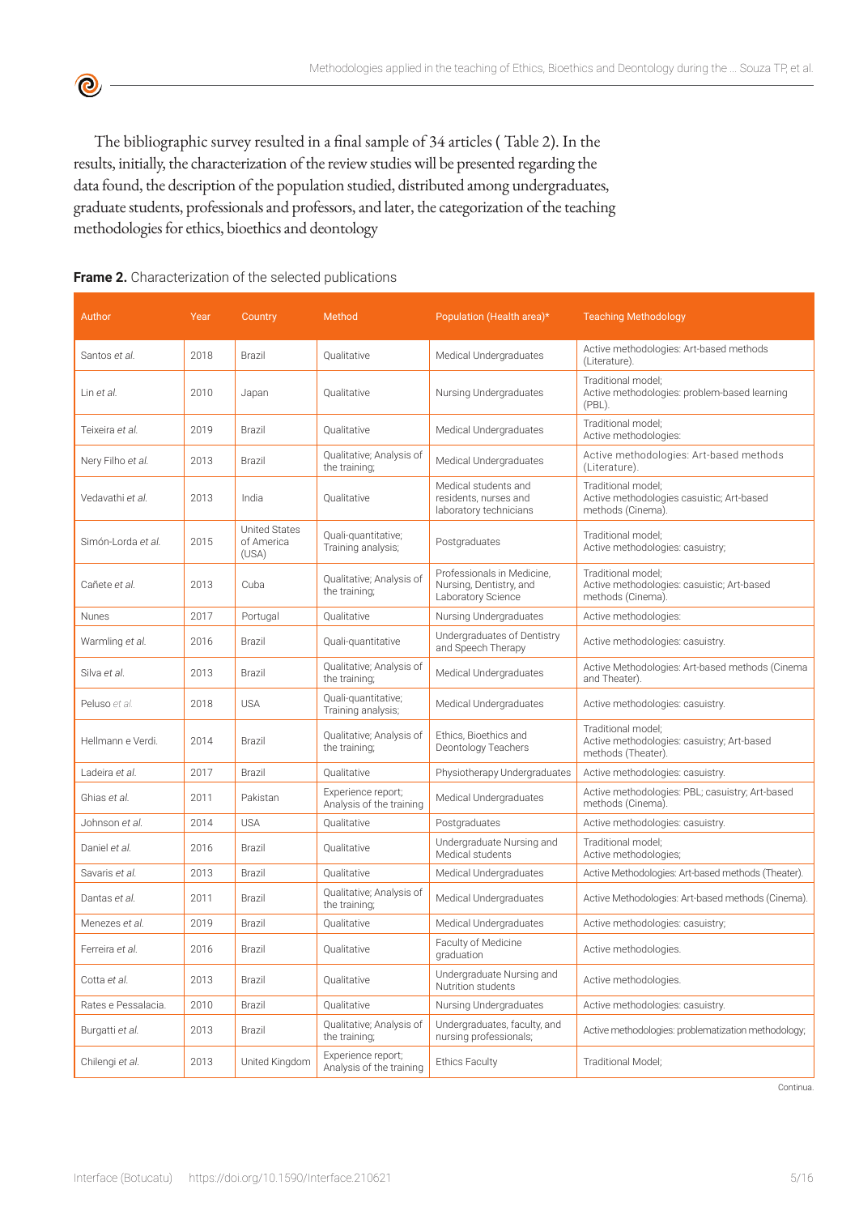The bibliographic survey resulted in a final sample of 34 articles ( Table 2). In the results, initially, the characterization of the review studies will be presented regarding the data found, the description of the population studied, distributed among undergraduates, graduate students, professionals and professors, and later, the categorization of the teaching methodologies for ethics, bioethics and deontology

**Frame 2.** Characterization of the selected publications

| Author | Year | Country | Method | Population (Health area)* | Teaching Methodology |
|---|---|---|---|---|---|
| Santos *et al.* | 2018 | Brazil | Qualitative | Medical Undergraduates | Active methodologies: Art-based methods (Literature). |
| Lin *et al.* | 2010 | Japan | Qualitative | Nursing Undergraduates | Traditional model; Active methodologies: problem-based learning (PBL). |
| Teixeira *et al.* | 2019 | Brazil | Qualitative | Medical Undergraduates | Traditional model; Active methodologies: |
| Nery Filho *et al.* | 2013 | Brazil | Qualitative; Analysis of the training; | Medical Undergraduates | Active methodologies: Art-based methods (Literature). |
| Vedavathi *et al.* | 2013 | India | Qualitative | Medical students and residents, nurses and laboratory technicians | Traditional model; Active methodologies casuistic; Art-based methods (Cinema). |
| Simón-Lorda *et al.* | 2015 | United States of America (USA) | Quali-quantitative; Training analysis; | Postgraduates | Traditional model; Active methodologies: casuistry; |
| Cañete *et al.* | 2013 | Cuba | Qualitative; Analysis of the training; | Professionals in Medicine, Nursing, Dentistry, and Laboratory Science | Traditional model; Active methodologies: casuistic; Art-based methods (Cinema). |
| Nunes | 2017 | Portugal | Qualitative | Nursing Undergraduates | Active methodologies: |
| Warmling *et al.* | 2016 | Brazil | Quali-quantitative | Undergraduates of Dentistry and Speech Therapy | Active methodologies: casuistry. |
| Silva *et al.* | 2013 | Brazil | Qualitative; Analysis of the training; | Medical Undergraduates | Active Methodologies: Art-based methods (Cinema and Theater). |
| Peluso *et al.* | 2018 | USA | Quali-quantitative; Training analysis; | Medical Undergraduates | Active methodologies: casuistry. |
| Hellmann e Verdi. | 2014 | Brazil | Qualitative; Analysis of the training; | Ethics, Bioethics and Deontology Teachers | Traditional model; Active methodologies: casuistry; Art-based methods (Theater). |
| Ladeira *et al.* | 2017 | Brazil | Qualitative | Physiotherapy Undergraduates | Active methodologies: casuistry. |
| Ghias *et al.* | 2011 | Pakistan | Experience report; Analysis of the training | Medical Undergraduates | Active methodologies: PBL; casuistry; Art-based methods (Cinema). |
| Johnson *et al.* | 2014 | USA | Qualitative | Postgraduates | Active methodologies: casuistry. |
| Daniel *et al.* | 2016 | Brazil | Qualitative | Undergraduate Nursing and Medical students | Traditional model; Active methodologies; |
| Savaris *et al.* | 2013 | Brazil | Qualitative | Medical Undergraduates | Active Methodologies: Art-based methods (Theater). |
| Dantas *et al.* | 2011 | Brazil | Qualitative; Analysis of the training; | Medical Undergraduates | Active Methodologies: Art-based methods (Cinema). |
| Menezes *et al.* | 2019 | Brazil | Qualitative | Medical Undergraduates | Active methodologies: casuistry; |
| Ferreira *et al.* | 2016 | Brazil | Qualitative | Faculty of Medicine graduation | Active methodologies. |
| Cotta *et al.* | 2013 | Brazil | Qualitative | Undergraduate Nursing and Nutrition students | Active methodologies. |
| Rates e Pessalacia. | 2010 | Brazil | Qualitative | Nursing Undergraduates | Active methodologies: casuistry. |
| Burgatti *et al.* | 2013 | Brazil | Qualitative; Analysis of the training; | Undergraduates, faculty, and nursing professionals; | Active methodologies: problematization methodology; |
| Chilengi *et al.* | 2013 | United Kingdom | Experience report; Analysis of the training | Ethics Faculty | Traditional Model; |

Continua.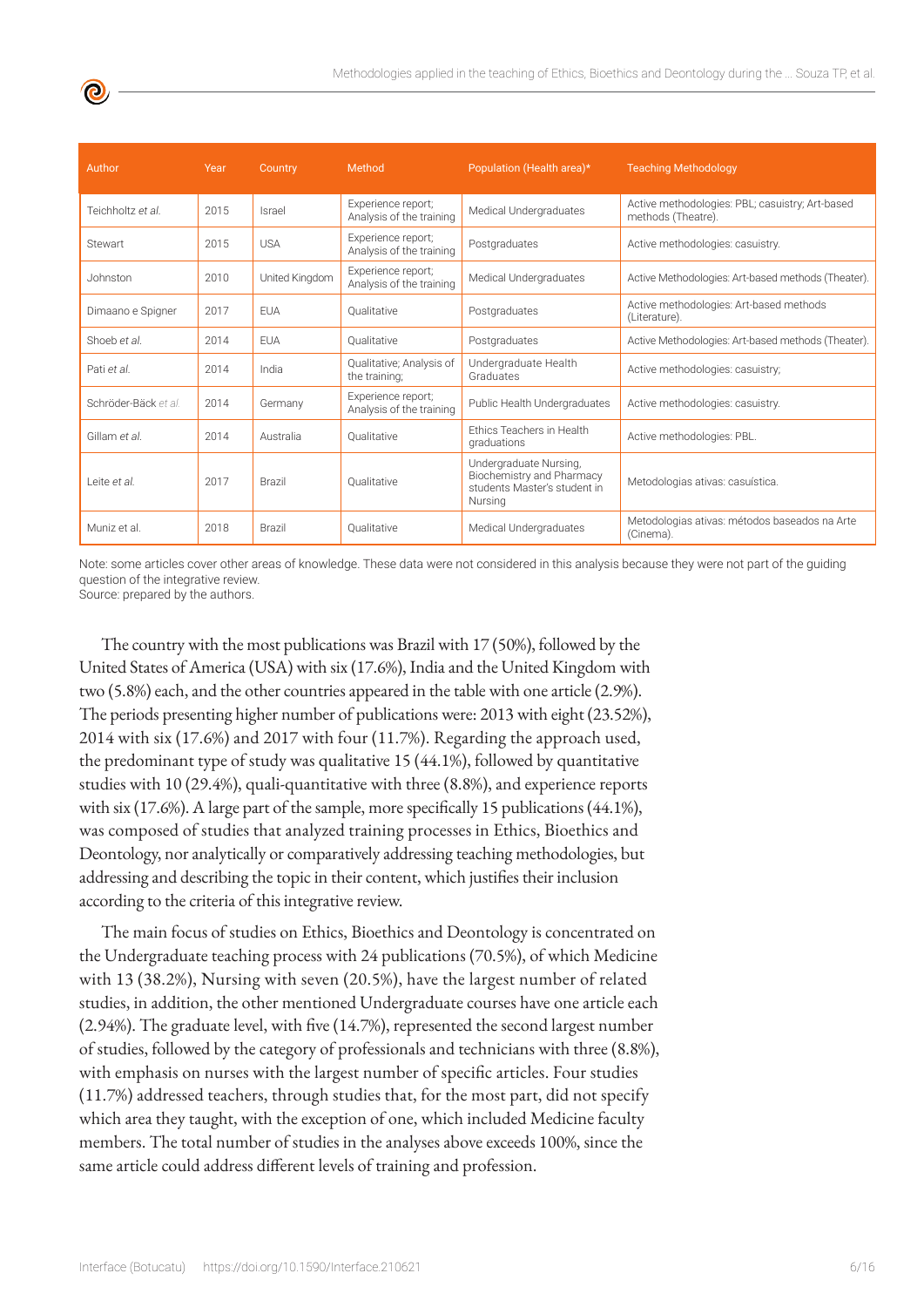| Author | Year | Country | Method | Population (Health area)* | Teaching Methodology |
|---|---|---|---|---|---|
| Teichholtz *et al.* | 2015 | Israel | Experience report; Analysis of the training | Medical Undergraduates | Active methodologies: PBL; casuistry; Art-based methods (Theatre). |
| Stewart | 2015 | USA | Experience report; Analysis of the training | Postgraduates | Active methodologies: casuistry. |
| Johnston | 2010 | United Kingdom | Experience report; Analysis of the training | Medical Undergraduates | Active Methodologies: Art-based methods (Theater). |
| Dimaano e Spigner | 2017 | EUA | Qualitative | Postgraduates | Active methodologies: Art-based methods (Literature). |
| Shoeb *et al.* | 2014 | EUA | Qualitative | Postgraduates | Active Methodologies: Art-based methods (Theater). |
| Pati *et al.* | 2014 | India | Qualitative; Analysis of the training; | Undergraduate Health Graduates | Active methodologies: casuistry; |
| Schröder-Bäck *et al.* | 2014 | Germany | Experience report; Analysis of the training | Public Health Undergraduates | Active methodologies: casuistry. |
| Gillam *et al.* | 2014 | Australia | Qualitative | Ethics Teachers in Health graduations | Active methodologies: PBL. |
| Leite *et al.* | 2017 | Brazil | Qualitative | Undergraduate Nursing, Biochemistry and Pharmacy students Master's student in Nursing | Metodologias ativas: casuística. |
| Muniz et al. | 2018 | Brazil | Qualitative | Medical Undergraduates | Metodologias ativas: métodos baseados na Arte (Cinema). |

Note: some articles cover other areas of knowledge. These data were not considered in this analysis because they were not part of the guiding question of the integrative review.
Source: prepared by the authors.

The country with the most publications was Brazil with 17 (50%), followed by the United States of America (USA) with six (17.6%), India and the United Kingdom with two (5.8%) each, and the other countries appeared in the table with one article (2.9%). The periods presenting higher number of publications were: 2013 with eight (23.52%), 2014 with six (17.6%) and 2017 with four (11.7%). Regarding the approach used, the predominant type of study was qualitative 15 (44.1%), followed by quantitative studies with 10 (29.4%), quali-quantitative with three (8.8%), and experience reports with six (17.6%). A large part of the sample, more specifically 15 publications (44.1%), was composed of studies that analyzed training processes in Ethics, Bioethics and Deontology, nor analytically or comparatively addressing teaching methodologies, but addressing and describing the topic in their content, which justifies their inclusion according to the criteria of this integrative review.

The main focus of studies on Ethics, Bioethics and Deontology is concentrated on the Undergraduate teaching process with 24 publications (70.5%), of which Medicine with 13 (38.2%), Nursing with seven (20.5%), have the largest number of related studies, in addition, the other mentioned Undergraduate courses have one article each (2.94%). The graduate level, with five (14.7%), represented the second largest number of studies, followed by the category of professionals and technicians with three (8.8%), with emphasis on nurses with the largest number of specific articles. Four studies (11.7%) addressed teachers, through studies that, for the most part, did not specify which area they taught, with the exception of one, which included Medicine faculty members. The total number of studies in the analyses above exceeds 100%, since the same article could address different levels of training and profession.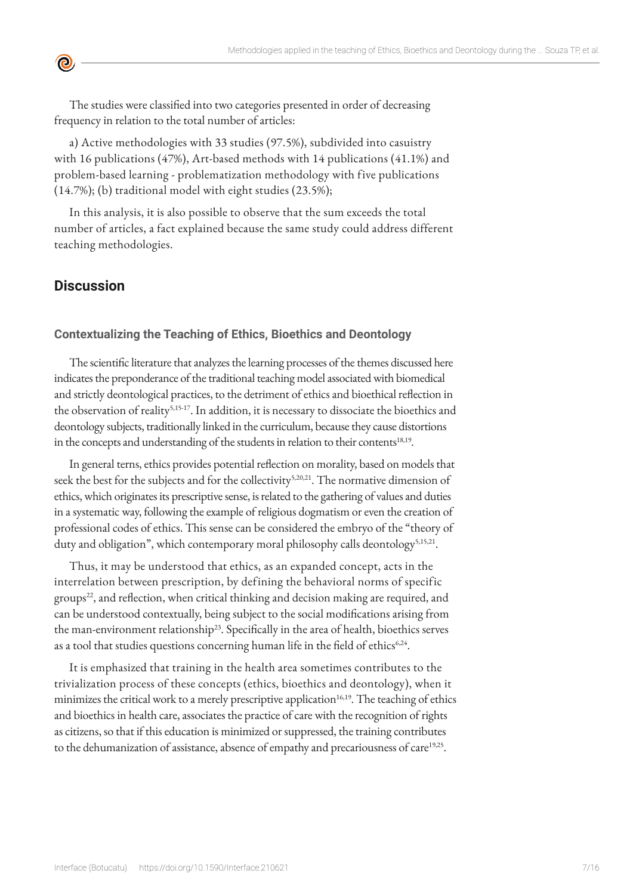The studies were classified into two categories presented in order of decreasing frequency in relation to the total number of articles:

a) Active methodologies with 33 studies (97.5%), subdivided into casuistry with 16 publications (47%), Art-based methods with 14 publications (41.1%) and problem-based learning - problematization methodology with five publications (14.7%); (b) traditional model with eight studies (23.5%);

In this analysis, it is also possible to observe that the sum exceeds the total number of articles, a fact explained because the same study could address different teaching methodologies.

## Discussion

### Contextualizing the Teaching of Ethics, Bioethics and Deontology

The scientific literature that analyzes the learning processes of the themes discussed here indicates the preponderance of the traditional teaching model associated with biomedical and strictly deontological practices, to the detriment of ethics and bioethical reflection in the observation of reality[5,15-17]. In addition, it is necessary to dissociate the bioethics and deontology subjects, traditionally linked in the curriculum, because they cause distortions in the concepts and understanding of the students in relation to their contents[18,19].

In general terns, ethics provides potential reflection on morality, based on models that seek the best for the subjects and for the collectivity[5,20,21]. The normative dimension of ethics, which originates its prescriptive sense, is related to the gathering of values and duties in a systematic way, following the example of religious dogmatism or even the creation of professional codes of ethics. This sense can be considered the embryo of the "theory of duty and obligation", which contemporary moral philosophy calls deontology[5,15,21].

Thus, it may be understood that ethics, as an expanded concept, acts in the interrelation between prescription, by defining the behavioral norms of specific groups[22], and reflection, when critical thinking and decision making are required, and can be understood contextually, being subject to the social modifications arising from the man-environment relationship[23]. Specifically in the area of health, bioethics serves as a tool that studies questions concerning human life in the field of ethics[6,24].

It is emphasized that training in the health area sometimes contributes to the trivialization process of these concepts (ethics, bioethics and deontology), when it minimizes the critical work to a merely prescriptive application[16,19]. The teaching of ethics and bioethics in health care, associates the practice of care with the recognition of rights as citizens, so that if this education is minimized or suppressed, the training contributes to the dehumanization of assistance, absence of empathy and precariousness of care[19,25].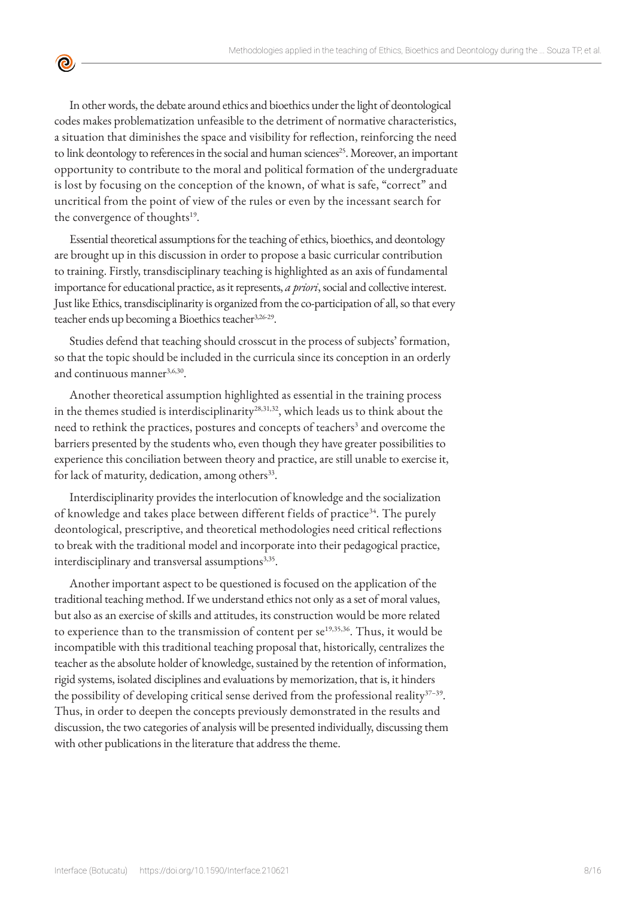In other words, the debate around ethics and bioethics under the light of deontological codes makes problematization unfeasible to the detriment of normative characteristics, a situation that diminishes the space and visibility for reflection, reinforcing the need to link deontology to references in the social and human sciences[25]. Moreover, an important opportunity to contribute to the moral and political formation of the undergraduate is lost by focusing on the conception of the known, of what is safe, "correct" and uncritical from the point of view of the rules or even by the incessant search for the convergence of thoughts[19].

Essential theoretical assumptions for the teaching of ethics, bioethics, and deontology are brought up in this discussion in order to propose a basic curricular contribution to training. Firstly, transdisciplinary teaching is highlighted as an axis of fundamental importance for educational practice, as it represents, *a priori*, social and collective interest. Just like Ethics, transdisciplinarity is organized from the co-participation of all, so that every teacher ends up becoming a Bioethics teacher[3,26-29].

Studies defend that teaching should crosscut in the process of subjects' formation, so that the topic should be included in the curricula since its conception in an orderly and continuous manner[3,6,30].

Another theoretical assumption highlighted as essential in the training process in the themes studied is interdisciplinarity[28,31,32], which leads us to think about the need to rethink the practices, postures and concepts of teachers[3] and overcome the barriers presented by the students who, even though they have greater possibilities to experience this conciliation between theory and practice, are still unable to exercise it, for lack of maturity, dedication, among others[33].

Interdisciplinarity provides the interlocution of knowledge and the socialization of knowledge and takes place between different fields of practice[34]. The purely deontological, prescriptive, and theoretical methodologies need critical reflections to break with the traditional model and incorporate into their pedagogical practice, interdisciplinary and transversal assumptions[3,35].

Another important aspect to be questioned is focused on the application of the traditional teaching method. If we understand ethics not only as a set of moral values, but also as an exercise of skills and attitudes, its construction would be more related to experience than to the transmission of content per se[19,35,36]. Thus, it would be incompatible with this traditional teaching proposal that, historically, centralizes the teacher as the absolute holder of knowledge, sustained by the retention of information, rigid systems, isolated disciplines and evaluations by memorization, that is, it hinders the possibility of developing critical sense derived from the professional reality[37-39]. Thus, in order to deepen the concepts previously demonstrated in the results and discussion, the two categories of analysis will be presented individually, discussing them with other publications in the literature that address the theme.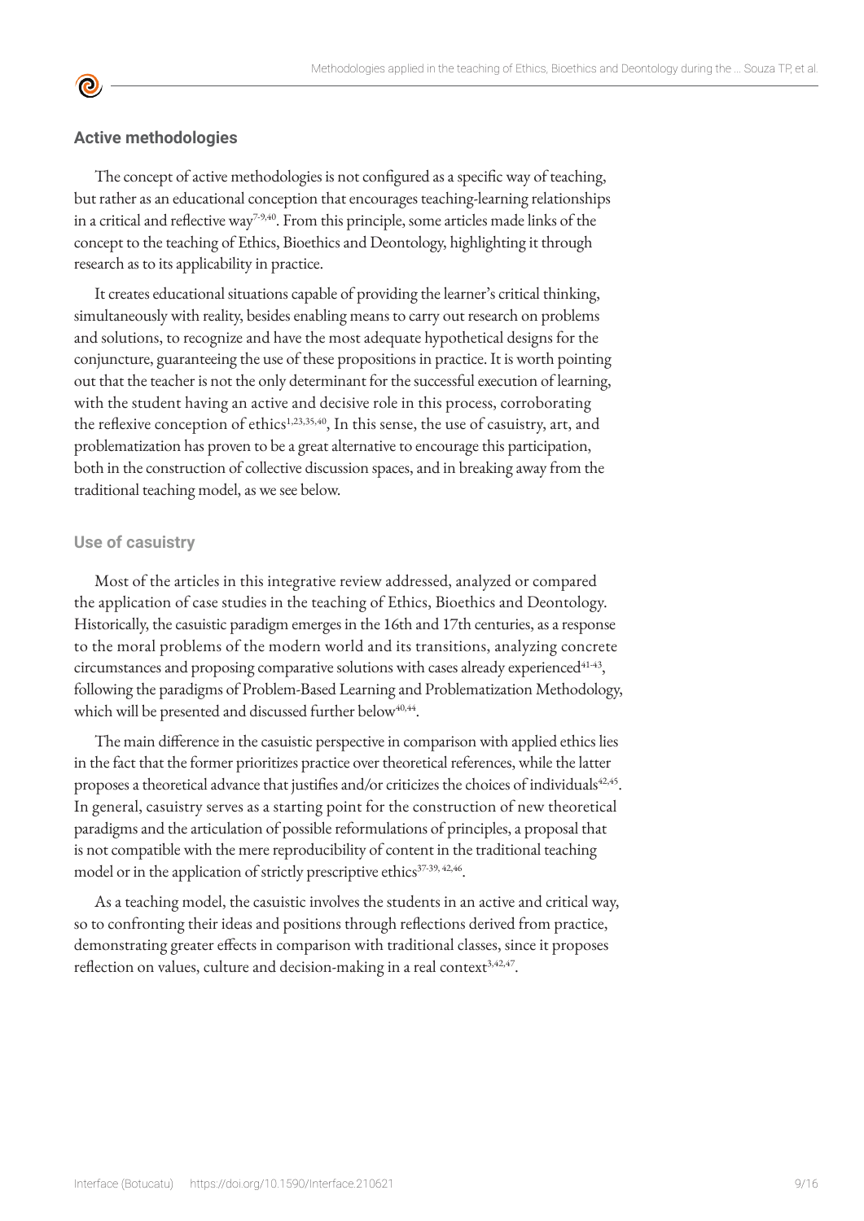## Active methodologies

The concept of active methodologies is not configured as a specific way of teaching, but rather as an educational conception that encourages teaching-learning relationships in a critical and reflective way[7-9,40]. From this principle, some articles made links of the concept to the teaching of Ethics, Bioethics and Deontology, highlighting it through research as to its applicability in practice.

It creates educational situations capable of providing the learner's critical thinking, simultaneously with reality, besides enabling means to carry out research on problems and solutions, to recognize and have the most adequate hypothetical designs for the conjuncture, guaranteeing the use of these propositions in practice. It is worth pointing out that the teacher is not the only determinant for the successful execution of learning, with the student having an active and decisive role in this process, corroborating the reflexive conception of ethics[1,23,35,40], In this sense, the use of casuistry, art, and problematization has proven to be a great alternative to encourage this participation, both in the construction of collective discussion spaces, and in breaking away from the traditional teaching model, as we see below.

### Use of casuistry

Most of the articles in this integrative review addressed, analyzed or compared the application of case studies in the teaching of Ethics, Bioethics and Deontology. Historically, the casuistic paradigm emerges in the 16th and 17th centuries, as a response to the moral problems of the modern world and its transitions, analyzing concrete circumstances and proposing comparative solutions with cases already experienced[41-43], following the paradigms of Problem-Based Learning and Problematization Methodology, which will be presented and discussed further below[40,44].

The main difference in the casuistic perspective in comparison with applied ethics lies in the fact that the former prioritizes practice over theoretical references, while the latter proposes a theoretical advance that justifies and/or criticizes the choices of individuals[42,45]. In general, casuistry serves as a starting point for the construction of new theoretical paradigms and the articulation of possible reformulations of principles, a proposal that is not compatible with the mere reproducibility of content in the traditional teaching model or in the application of strictly prescriptive ethics[37-39, 42,46].

As a teaching model, the casuistic involves the students in an active and critical way, so to confronting their ideas and positions through reflections derived from practice, demonstrating greater effects in comparison with traditional classes, since it proposes reflection on values, culture and decision-making in a real context[3,42,47].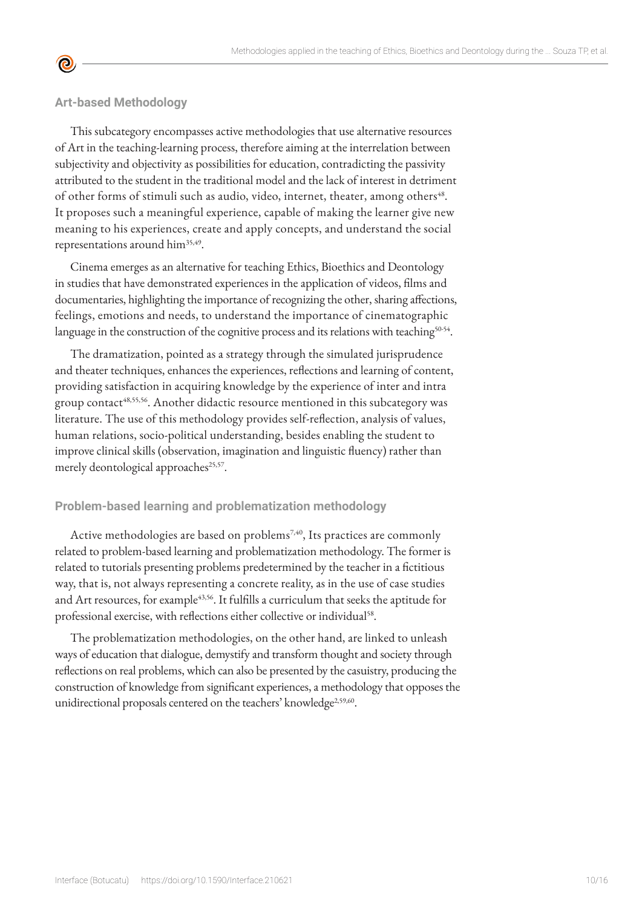### Art-based Methodology

This subcategory encompasses active methodologies that use alternative resources of Art in the teaching-learning process, therefore aiming at the interrelation between subjectivity and objectivity as possibilities for education, contradicting the passivity attributed to the student in the traditional model and the lack of interest in detriment of other forms of stimuli such as audio, video, internet, theater, among others[48]. It proposes such a meaningful experience, capable of making the learner give new meaning to his experiences, create and apply concepts, and understand the social representations around him[35,49].

Cinema emerges as an alternative for teaching Ethics, Bioethics and Deontology in studies that have demonstrated experiences in the application of videos, films and documentaries, highlighting the importance of recognizing the other, sharing affections, feelings, emotions and needs, to understand the importance of cinematographic language in the construction of the cognitive process and its relations with teaching[50-54].

The dramatization, pointed as a strategy through the simulated jurisprudence and theater techniques, enhances the experiences, reflections and learning of content, providing satisfaction in acquiring knowledge by the experience of inter and intra group contact[48,55,56]. Another didactic resource mentioned in this subcategory was literature. The use of this methodology provides self-reflection, analysis of values, human relations, socio-political understanding, besides enabling the student to improve clinical skills (observation, imagination and linguistic fluency) rather than merely deontological approaches[25,57].

### Problem-based learning and problematization methodology

Active methodologies are based on problems[7,40], Its practices are commonly related to problem-based learning and problematization methodology. The former is related to tutorials presenting problems predetermined by the teacher in a fictitious way, that is, not always representing a concrete reality, as in the use of case studies and Art resources, for example[43,56]. It fulfills a curriculum that seeks the aptitude for professional exercise, with reflections either collective or individual[58].

The problematization methodologies, on the other hand, are linked to unleash ways of education that dialogue, demystify and transform thought and society through reflections on real problems, which can also be presented by the casuistry, producing the construction of knowledge from significant experiences, a methodology that opposes the unidirectional proposals centered on the teachers' knowledge[2,59,60].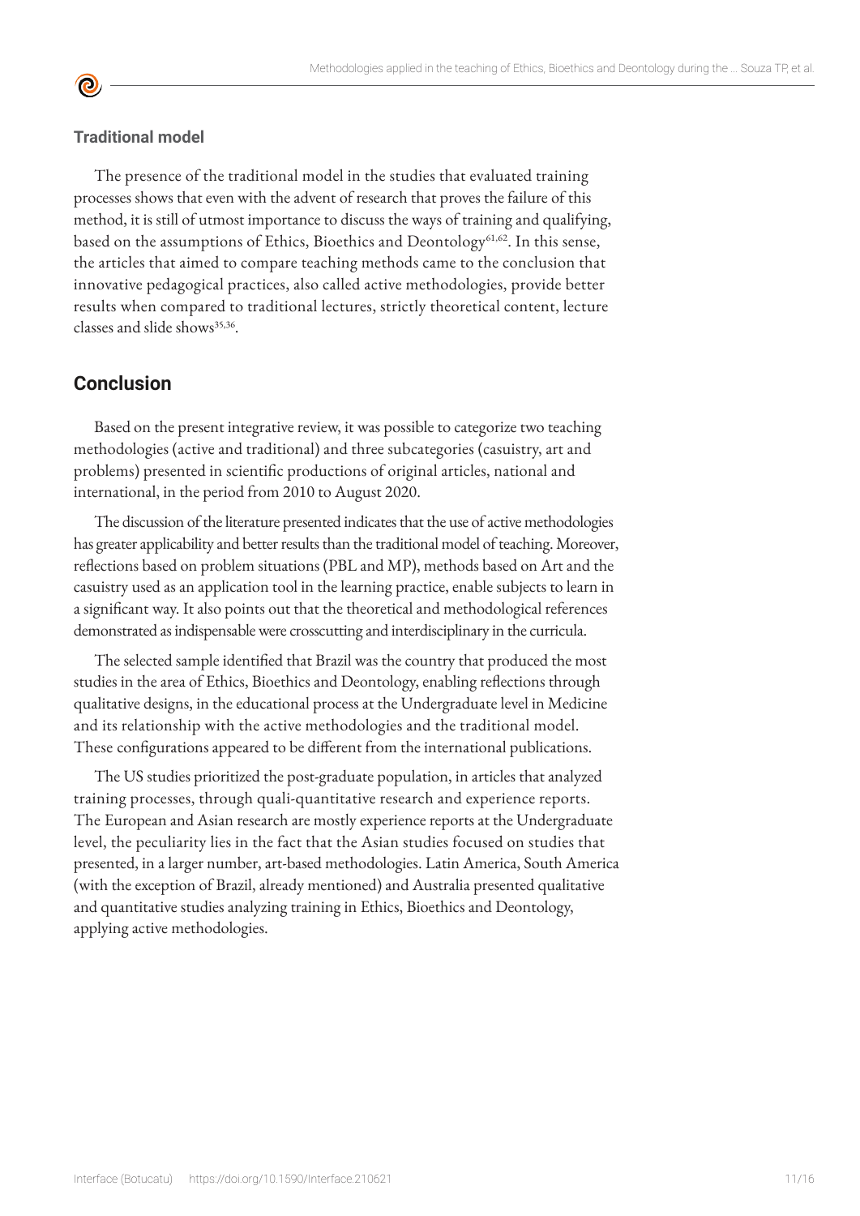### Traditional model

The presence of the traditional model in the studies that evaluated training processes shows that even with the advent of research that proves the failure of this method, it is still of utmost importance to discuss the ways of training and qualifying, based on the assumptions of Ethics, Bioethics and Deontology[61,62]. In this sense, the articles that aimed to compare teaching methods came to the conclusion that innovative pedagogical practices, also called active methodologies, provide better results when compared to traditional lectures, strictly theoretical content, lecture classes and slide shows[35,36].

## Conclusion

Based on the present integrative review, it was possible to categorize two teaching methodologies (active and traditional) and three subcategories (casuistry, art and problems) presented in scientific productions of original articles, national and international, in the period from 2010 to August 2020.

The discussion of the literature presented indicates that the use of active methodologies has greater applicability and better results than the traditional model of teaching. Moreover, reflections based on problem situations (PBL and MP), methods based on Art and the casuistry used as an application tool in the learning practice, enable subjects to learn in a significant way. It also points out that the theoretical and methodological references demonstrated as indispensable were crosscutting and interdisciplinary in the curricula.

The selected sample identified that Brazil was the country that produced the most studies in the area of Ethics, Bioethics and Deontology, enabling reflections through qualitative designs, in the educational process at the Undergraduate level in Medicine and its relationship with the active methodologies and the traditional model. These configurations appeared to be different from the international publications.

The US studies prioritized the post-graduate population, in articles that analyzed training processes, through quali-quantitative research and experience reports. The European and Asian research are mostly experience reports at the Undergraduate level, the peculiarity lies in the fact that the Asian studies focused on studies that presented, in a larger number, art-based methodologies. Latin America, South America (with the exception of Brazil, already mentioned) and Australia presented qualitative and quantitative studies analyzing training in Ethics, Bioethics and Deontology, applying active methodologies.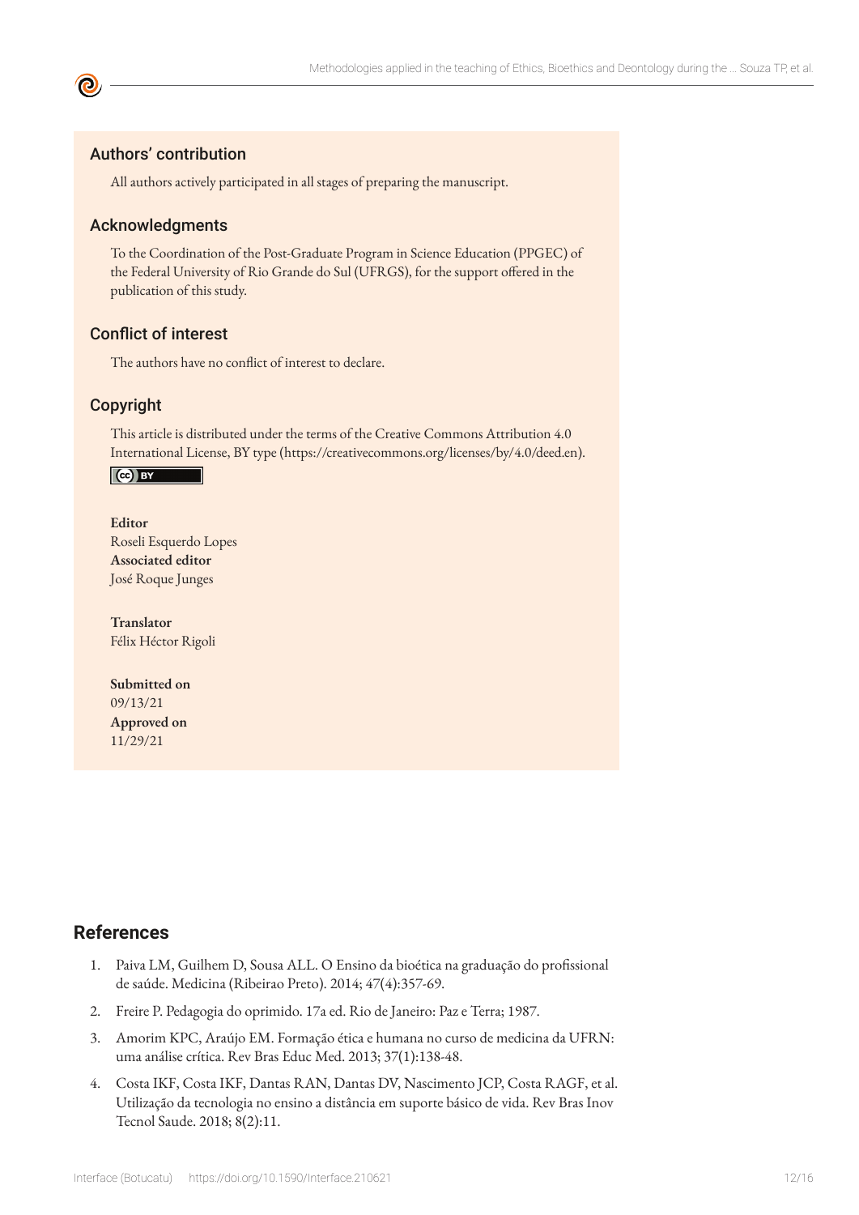## Authors' contribution

All authors actively participated in all stages of preparing the manuscript.

## Acknowledgments

To the Coordination of the Post-Graduate Program in Science Education (PPGEC) of the Federal University of Rio Grande do Sul (UFRGS), for the support offered in the publication of this study.

## Conflict of interest

The authors have no conflict of interest to declare.

## Copyright

This article is distributed under the terms of the Creative Commons Attribution 4.0 International License, BY type (https://creativecommons.org/licenses/by/4.0/deed.en).

**Editor**
Roseli Esquerdo Lopes
**Associated editor**
José Roque Junges

**Translator**
Félix Héctor Rigoli

**Submitted on**
09/13/21
**Approved on**
11/29/21

# References

1. Paiva LM, Guilhem D, Sousa ALL. O Ensino da bioética na graduação do profissional de saúde. Medicina (Ribeirao Preto). 2014; 47(4):357-69.
2. Freire P. Pedagogia do oprimido. 17a ed. Rio de Janeiro: Paz e Terra; 1987.
3. Amorim KPC, Araújo EM. Formação ética e humana no curso de medicina da UFRN: uma análise crítica. Rev Bras Educ Med. 2013; 37(1):138-48.
4. Costa IKF, Costa IKF, Dantas RAN, Dantas DV, Nascimento JCP, Costa RAGF, et al. Utilização da tecnologia no ensino a distância em suporte básico de vida. Rev Bras Inov Tecnol Saude. 2018; 8(2):11.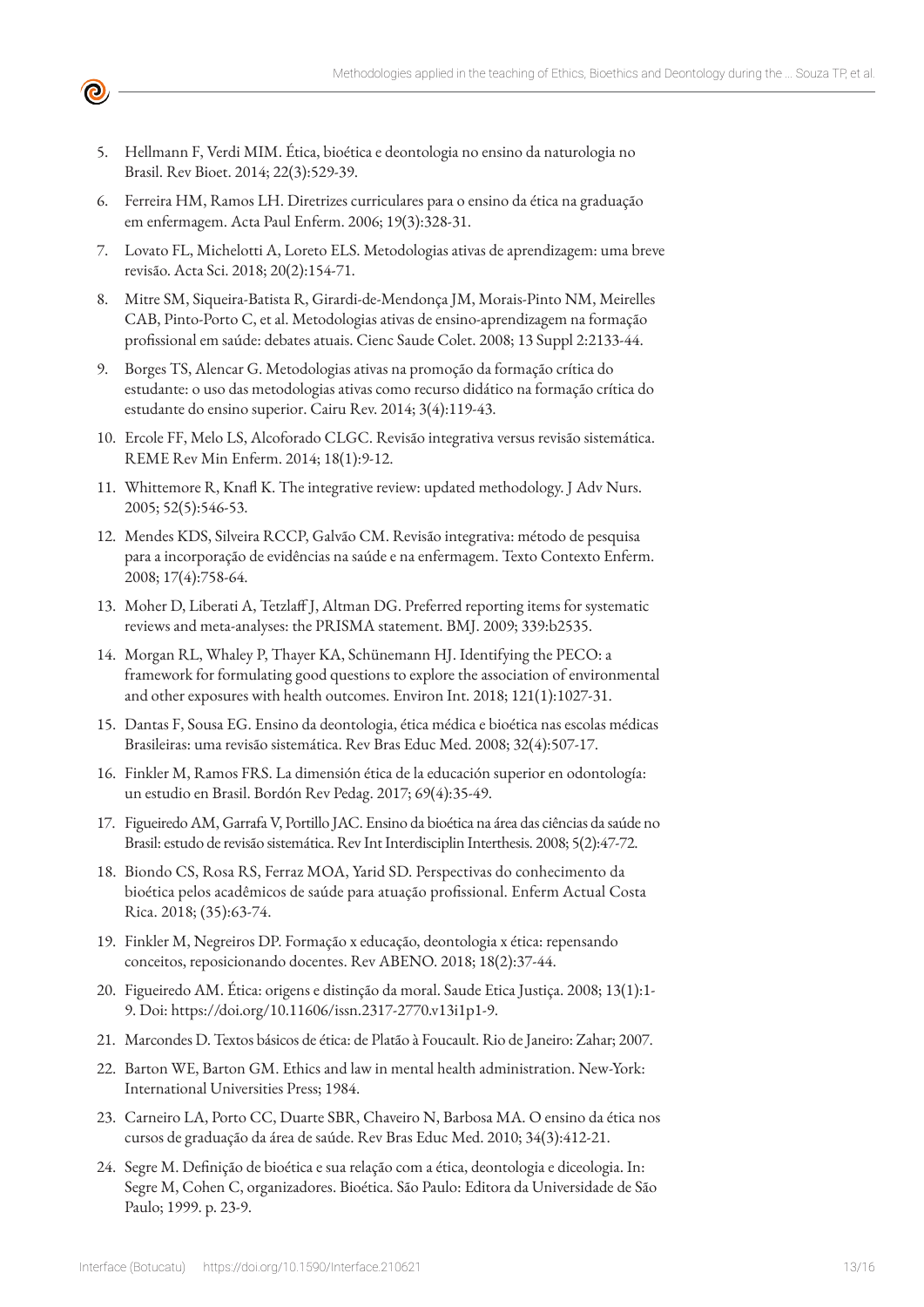5. Hellmann F, Verdi MIM. Ética, bioética e deontologia no ensino da naturologia no Brasil. Rev Bioet. 2014; 22(3):529-39.
6. Ferreira HM, Ramos LH. Diretrizes curriculares para o ensino da ética na graduação em enfermagem. Acta Paul Enferm. 2006; 19(3):328-31.
7. Lovato FL, Michelotti A, Loreto ELS. Metodologias ativas de aprendizagem: uma breve revisão. Acta Sci. 2018; 20(2):154-71.
8. Mitre SM, Siqueira-Batista R, Girardi-de-Mendonça JM, Morais-Pinto NM, Meirelles CAB, Pinto-Porto C, et al. Metodologias ativas de ensino-aprendizagem na formação profissional em saúde: debates atuais. Cienc Saude Colet. 2008; 13 Suppl 2:2133-44.
9. Borges TS, Alencar G. Metodologias ativas na promoção da formação crítica do estudante: o uso das metodologias ativas como recurso didático na formação crítica do estudante do ensino superior. Cairu Rev. 2014; 3(4):119-43.
10. Ercole FF, Melo LS, Alcoforado CLGC. Revisão integrativa versus revisão sistemática. REME Rev Min Enferm. 2014; 18(1):9-12.
11. Whittemore R, Knafl K. The integrative review: updated methodology. J Adv Nurs. 2005; 52(5):546-53.
12. Mendes KDS, Silveira RCCP, Galvão CM. Revisão integrativa: método de pesquisa para a incorporação de evidências na saúde e na enfermagem. Texto Contexto Enferm. 2008; 17(4):758-64.
13. Moher D, Liberati A, Tetzlaff J, Altman DG. Preferred reporting items for systematic reviews and meta-analyses: the PRISMA statement. BMJ. 2009; 339:b2535.
14. Morgan RL, Whaley P, Thayer KA, Schünemann HJ. Identifying the PECO: a framework for formulating good questions to explore the association of environmental and other exposures with health outcomes. Environ Int. 2018; 121(1):1027-31.
15. Dantas F, Sousa EG. Ensino da deontologia, ética médica e bioética nas escolas médicas Brasileiras: uma revisão sistemática. Rev Bras Educ Med. 2008; 32(4):507-17.
16. Finkler M, Ramos FRS. La dimensión ética de la educación superior en odontología: un estudio en Brasil. Bordón Rev Pedag. 2017; 69(4):35-49.
17. Figueiredo AM, Garrafa V, Portillo JAC. Ensino da bioética na área das ciências da saúde no Brasil: estudo de revisão sistemática. Rev Int Interdisciplin Interthesis. 2008; 5(2):47-72.
18. Biondo CS, Rosa RS, Ferraz MOA, Yarid SD. Perspectivas do conhecimento da bioética pelos acadêmicos de saúde para atuação profissional. Enferm Actual Costa Rica. 2018; (35):63-74.
19. Finkler M, Negreiros DP. Formação x educação, deontologia x ética: repensando conceitos, reposicionando docentes. Rev ABENO. 2018; 18(2):37-44.
20. Figueiredo AM. Ética: origens e distinção da moral. Saude Etica Justiça. 2008; 13(1):1-9. Doi: https://doi.org/10.11606/issn.2317-2770.v13i1p1-9.
21. Marcondes D. Textos básicos de ética: de Platão à Foucault. Rio de Janeiro: Zahar; 2007.
22. Barton WE, Barton GM. Ethics and law in mental health administration. New-York: International Universities Press; 1984.
23. Carneiro LA, Porto CC, Duarte SBR, Chaveiro N, Barbosa MA. O ensino da ética nos cursos de graduação da área de saúde. Rev Bras Educ Med. 2010; 34(3):412-21.
24. Segre M. Definição de bioética e sua relação com a ética, deontologia e diceologia. In: Segre M, Cohen C, organizadores. Bioética. São Paulo: Editora da Universidade de São Paulo; 1999. p. 23-9.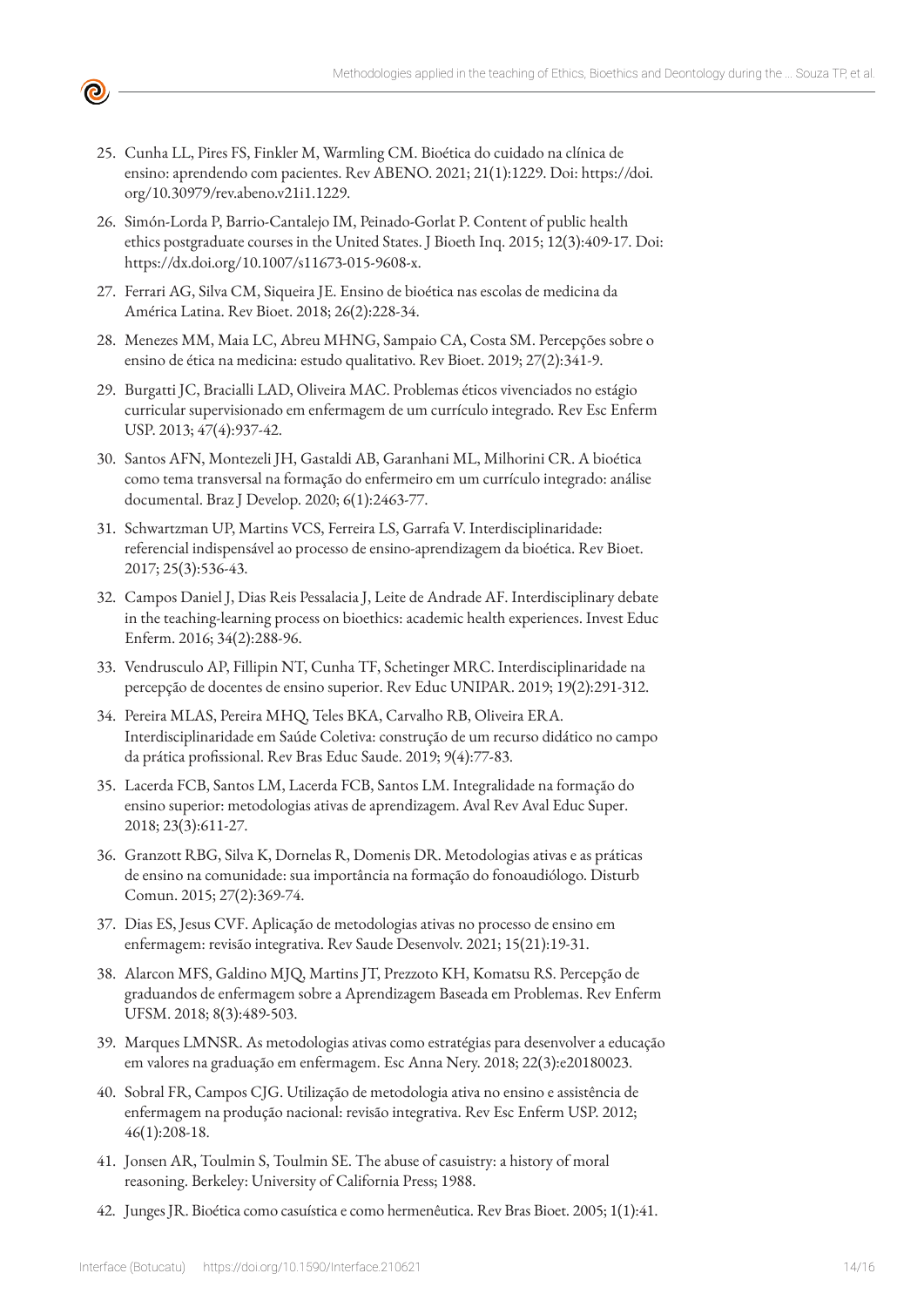25. Cunha LL, Pires FS, Finkler M, Warmling CM. Bioética do cuidado na clínica de ensino: aprendendo com pacientes. Rev ABENO. 2021; 21(1):1229. Doi: https://doi.org/10.30979/rev.abeno.v21i1.1229.

26. Simón-Lorda P, Barrio-Cantalejo IM, Peinado-Gorlat P. Content of public health ethics postgraduate courses in the United States. J Bioeth Inq. 2015; 12(3):409-17. Doi: https://dx.doi.org/10.1007/s11673-015-9608-x.

27. Ferrari AG, Silva CM, Siqueira JE. Ensino de bioética nas escolas de medicina da América Latina. Rev Bioet. 2018; 26(2):228-34.

28. Menezes MM, Maia LC, Abreu MHNG, Sampaio CA, Costa SM. Percepções sobre o ensino de ética na medicina: estudo qualitativo. Rev Bioet. 2019; 27(2):341-9.

29. Burgatti JC, Bracialli LAD, Oliveira MAC. Problemas éticos vivenciados no estágio curricular supervisionado em enfermagem de um currículo integrado. Rev Esc Enferm USP. 2013; 47(4):937-42.

30. Santos AFN, Montezeli JH, Gastaldi AB, Garanhani ML, Milhorini CR. A bioética como tema transversal na formação do enfermeiro em um currículo integrado: análise documental. Braz J Develop. 2020; 6(1):2463-77.

31. Schwartzman UP, Martins VCS, Ferreira LS, Garrafa V. Interdisciplinaridade: referencial indispensável ao processo de ensino-aprendizagem da bioética. Rev Bioet. 2017; 25(3):536-43.

32. Campos Daniel J, Dias Reis Pessalacia J, Leite de Andrade AF. Interdisciplinary debate in the teaching-learning process on bioethics: academic health experiences. Invest Educ Enferm. 2016; 34(2):288-96.

33. Vendrusculo AP, Fillipin NT, Cunha TF, Schetinger MRC. Interdisciplinaridade na percepção de docentes de ensino superior. Rev Educ UNIPAR. 2019; 19(2):291-312.

34. Pereira MLAS, Pereira MHQ, Teles BKA, Carvalho RB, Oliveira ERA. Interdisciplinaridade em Saúde Coletiva: construção de um recurso didático no campo da prática profissional. Rev Bras Educ Saude. 2019; 9(4):77-83.

35. Lacerda FCB, Santos LM, Lacerda FCB, Santos LM. Integralidade na formação do ensino superior: metodologias ativas de aprendizagem. Aval Rev Aval Educ Super. 2018; 23(3):611-27.

36. Granzott RBG, Silva K, Dornelas R, Domenis DR. Metodologias ativas e as práticas de ensino na comunidade: sua importância na formação do fonoaudiólogo. Disturb Comun. 2015; 27(2):369-74.

37. Dias ES, Jesus CVF. Aplicação de metodologias ativas no processo de ensino em enfermagem: revisão integrativa. Rev Saude Desenvolv. 2021; 15(21):19-31.

38. Alarcon MFS, Galdino MJQ, Martins JT, Prezzoto KH, Komatsu RS. Percepção de graduandos de enfermagem sobre a Aprendizagem Baseada em Problemas. Rev Enferm UFSM. 2018; 8(3):489-503.

39. Marques LMNSR. As metodologias ativas como estratégias para desenvolver a educação em valores na graduação em enfermagem. Esc Anna Nery. 2018; 22(3):e20180023.

40. Sobral FR, Campos CJG. Utilização de metodologia ativa no ensino e assistência de enfermagem na produção nacional: revisão integrativa. Rev Esc Enferm USP. 2012; 46(1):208-18.

41. Jonsen AR, Toulmin S, Toulmin SE. The abuse of casuistry: a history of moral reasoning. Berkeley: University of California Press; 1988.

42. Junges JR. Bioética como casuística e como hermenêutica. Rev Bras Bioet. 2005; 1(1):41.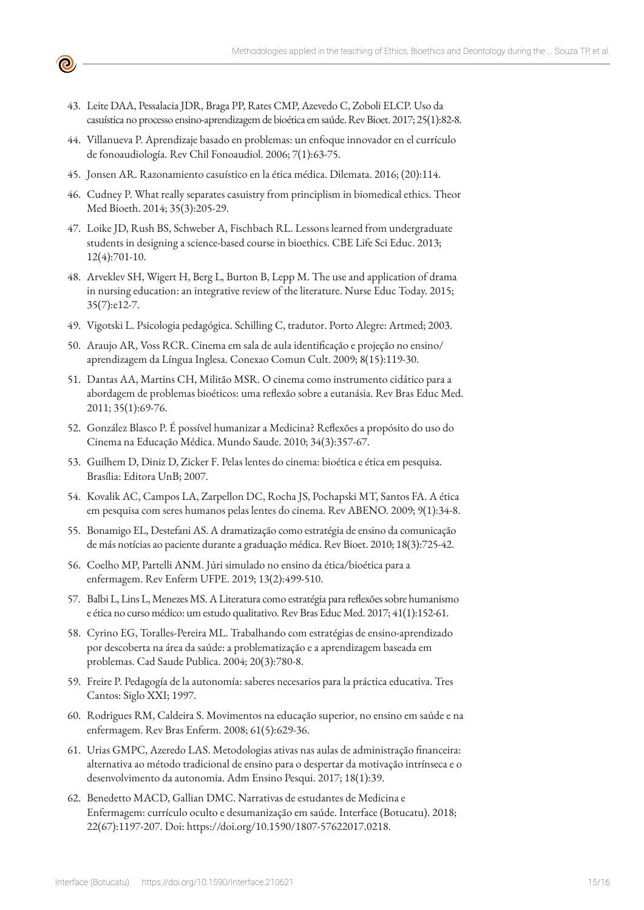43. Leite DAA, Pessalacia JDR, Braga PP, Rates CMP, Azevedo C, Zoboli ELCP. Uso da casuística no processo ensino-aprendizagem de bioética em saúde. Rev Bioet. 2017; 25(1):82-8.
44. Villanueva P. Aprendizaje basado en problemas: un enfoque innovador en el currículo de fonoaudiología. Rev Chil Fonoaudiol. 2006; 7(1):63-75.
45. Jonsen AR. Razonamiento casuístico en la ética médica. Dilemata. 2016; (20):114.
46. Cudney P. What really separates casuistry from principlism in biomedical ethics. Theor Med Bioeth. 2014; 35(3):205-29.
47. Loike JD, Rush BS, Schweber A, Fischbach RL. Lessons learned from undergraduate students in designing a science-based course in bioethics. CBE Life Sci Educ. 2013; 12(4):701-10.
48. Arveklev SH, Wigert H, Berg L, Burton B, Lepp M. The use and application of drama in nursing education: an integrative review of the literature. Nurse Educ Today. 2015; 35(7):e12-7.
49. Vigotski L. Psicologia pedagógica. Schilling C, tradutor. Porto Alegre: Artmed; 2003.
50. Araujo AR, Voss RCR. Cinema em sala de aula identificação e projeção no ensino/aprendizagem da Língua Inglesa. Conexao Comun Cult. 2009; 8(15):119-30.
51. Dantas AA, Martins CH, Militão MSR. O cinema como instrumento cidático para a abordagem de problemas bioéticos: uma reflexão sobre a eutanásia. Rev Bras Educ Med. 2011; 35(1):69-76.
52. González Blasco P. É possível humanizar a Medicina? Reflexões a propósito do uso do Cinema na Educação Médica. Mundo Saude. 2010; 34(3):357-67.
53. Guilhem D, Diniz D, Zicker F. Pelas lentes do cinema: bioética e ética em pesquisa. Brasília: Editora UnB; 2007.
54. Kovalik AC, Campos LA, Zarpellon DC, Rocha JS, Pochapski MT, Santos FA. A ética em pesquisa com seres humanos pelas lentes do cinema. Rev ABENO. 2009; 9(1):34-8.
55. Bonamigo EL, Destefani AS. A dramatização como estratégia de ensino da comunicação de más notícias ao paciente durante a graduação médica. Rev Bioet. 2010; 18(3):725-42.
56. Coelho MP, Partelli ANM. Júri simulado no ensino da ética/bioética para a enfermagem. Rev Enferm UFPE. 2019; 13(2):499-510.
57. Balbi L, Lins L, Menezes MS. A Literatura como estratégia para reflexões sobre humanismo e ética no curso médico: um estudo qualitativo. Rev Bras Educ Med. 2017; 41(1):152-61.
58. Cyrino EG, Toralles-Pereira ML. Trabalhando com estratégias de ensino-aprendizado por descoberta na área da saúde: a problematização e a aprendizagem baseada em problemas. Cad Saude Publica. 2004; 20(3):780-8.
59. Freire P. Pedagogía de la autonomía: saberes necesarios para la práctica educativa. Tres Cantos: Siglo XXI; 1997.
60. Rodrigues RM, Caldeira S. Movimentos na educação superior, no ensino em saúde e na enfermagem. Rev Bras Enferm. 2008; 61(5):629-36.
61. Urias GMPC, Azeredo LAS. Metodologias ativas nas aulas de administração financeira: alternativa ao método tradicional de ensino para o despertar da motivação intrínseca e o desenvolvimento da autonomia. Adm Ensino Pesqui. 2017; 18(1):39.
62. Benedetto MACD, Gallian DMC. Narrativas de estudantes de Medicina e Enfermagem: currículo oculto e desumanização em saúde. Interface (Botucatu). 2018; 22(67):1197-207. Doi: https://doi.org/10.1590/1807-57622017.0218.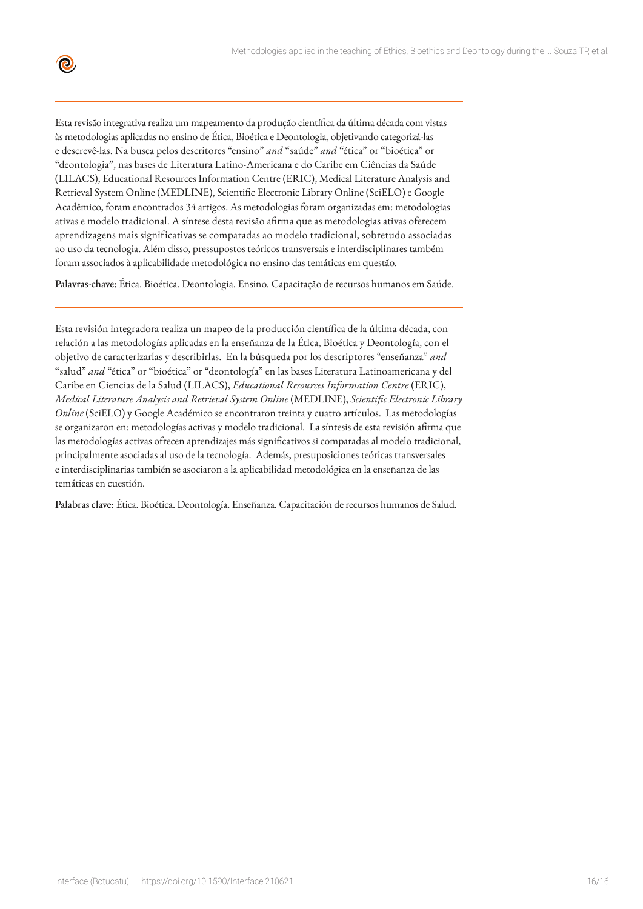Esta revisão integrativa realiza um mapeamento da produção científica da última década com vistas às metodologias aplicadas no ensino de Ética, Bioética e Deontologia, objetivando categorizá-las e descrevê-las. Na busca pelos descritores "ensino" *and* "saúde" *and* "ética" or "bioética" or "deontologia", nas bases de Literatura Latino-Americana e do Caribe em Ciências da Saúde (LILACS), Educational Resources Information Centre (ERIC), Medical Literature Analysis and Retrieval System Online (MEDLINE), Scientific Electronic Library Online (SciELO) e Google Acadêmico, foram encontrados 34 artigos. As metodologias foram organizadas em: metodologias ativas e modelo tradicional. A síntese desta revisão afirma que as metodologias ativas oferecem aprendizagens mais significativas se comparadas ao modelo tradicional, sobretudo associadas ao uso da tecnologia. Além disso, pressupostos teóricos transversais e interdisciplinares também foram associados à aplicabilidade metodológica no ensino das temáticas em questão.

**Palavras-chave:** Ética. Bioética. Deontologia. Ensino. Capacitação de recursos humanos em Saúde.

---

Esta revisión integradora realiza un mapeo de la producción científica de la última década, con relación a las metodologías aplicadas en la enseñanza de la Ética, Bioética y Deontología, con el objetivo de caracterizarlas y describirlas. En la búsqueda por los descriptores "enseñanza" *and* "salud" *and* "ética" or "bioética" or "deontología" en las bases Literatura Latinoamericana y del Caribe en Ciencias de la Salud (LILACS), *Educational Resources Information Centre* (ERIC), *Medical Literature Analysis and Retrieval System Online* (MEDLINE), *Scientific Electronic Library Online* (SciELO) y Google Académico se encontraron treinta y cuatro artículos. Las metodologías se organizaron en: metodologías activas y modelo tradicional. La síntesis de esta revisión afirma que las metodologías activas ofrecen aprendizajes más significativos si comparadas al modelo tradicional, principalmente asociadas al uso de la tecnología. Además, presuposiciones teóricas transversales e interdisciplinarias también se asociaron a la aplicabilidad metodológica en la enseñanza de las temáticas en cuestión.

**Palabras clave:** Ética. Bioética. Deontología. Enseñanza. Capacitación de recursos humanos de Salud.